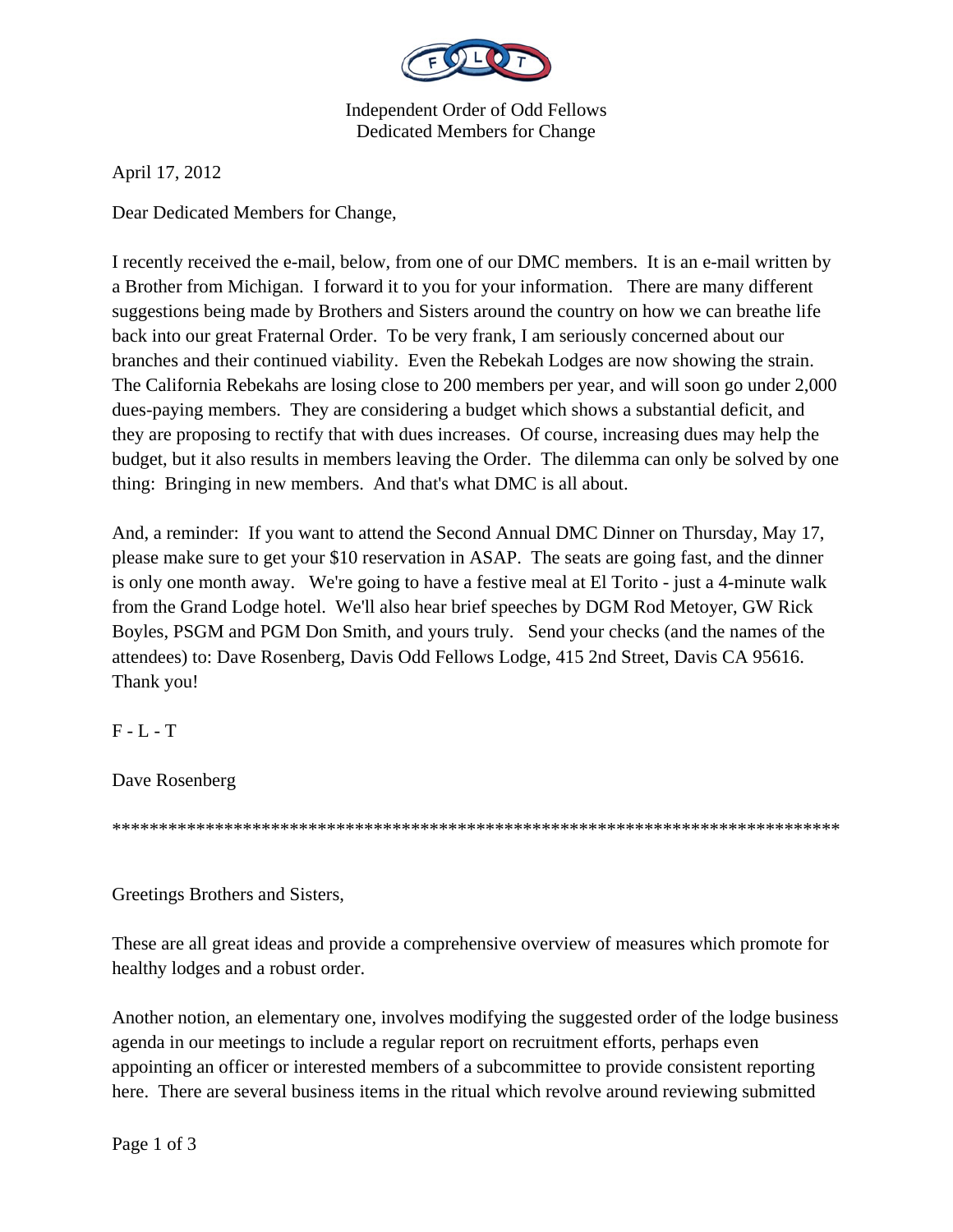Independent Order of Odd Fellows
Dedicated Members for Change

April 17, 2012

Dear Dedicated Members for Change,

I recently received the e-mail, below, from one of our DMC members. It is an e-mail written by a Brother from Michigan. I forward it to you for your information. There are many different suggestions being made by Brothers and Sisters around the country on how we can breathe life back into our great Fraternal Order. To be very frank, I am seriously concerned about our branches and their continued viability. Even the Rebekah Lodges are now showing the strain. The California Rebekahs are losing close to 200 members per year, and will soon go under 2,000 dues-paying members. They are considering a budget which shows a substantial deficit, and they are proposing to rectify that with dues increases. Of course, increasing dues may help the budget, but it also results in members leaving the Order. The dilemma can only be solved by one thing: Bringing in new members. And that's what DMC is all about.

And, a reminder: If you want to attend the Second Annual DMC Dinner on Thursday, May 17, please make sure to get your $10 reservation in ASAP. The seats are going fast, and the dinner is only one month away. We're going to have a festive meal at El Torito - just a 4-minute walk from the Grand Lodge hotel. We'll also hear brief speeches by DGM Rod Metoyer, GW Rick Boyles, PSGM and PGM Don Smith, and yours truly. Send your checks (and the names of the attendees) to: Dave Rosenberg, Davis Odd Fellows Lodge, 415 2nd Street, Davis CA 95616. Thank you!

F - L - T

Dave Rosenberg

*********************************************************************************

Greetings Brothers and Sisters,

These are all great ideas and provide a comprehensive overview of measures which promote for healthy lodges and a robust order.

Another notion, an elementary one, involves modifying the suggested order of the lodge business agenda in our meetings to include a regular report on recruitment efforts, perhaps even appointing an officer or interested members of a subcommittee to provide consistent reporting here. There are several business items in the ritual which revolve around reviewing submitted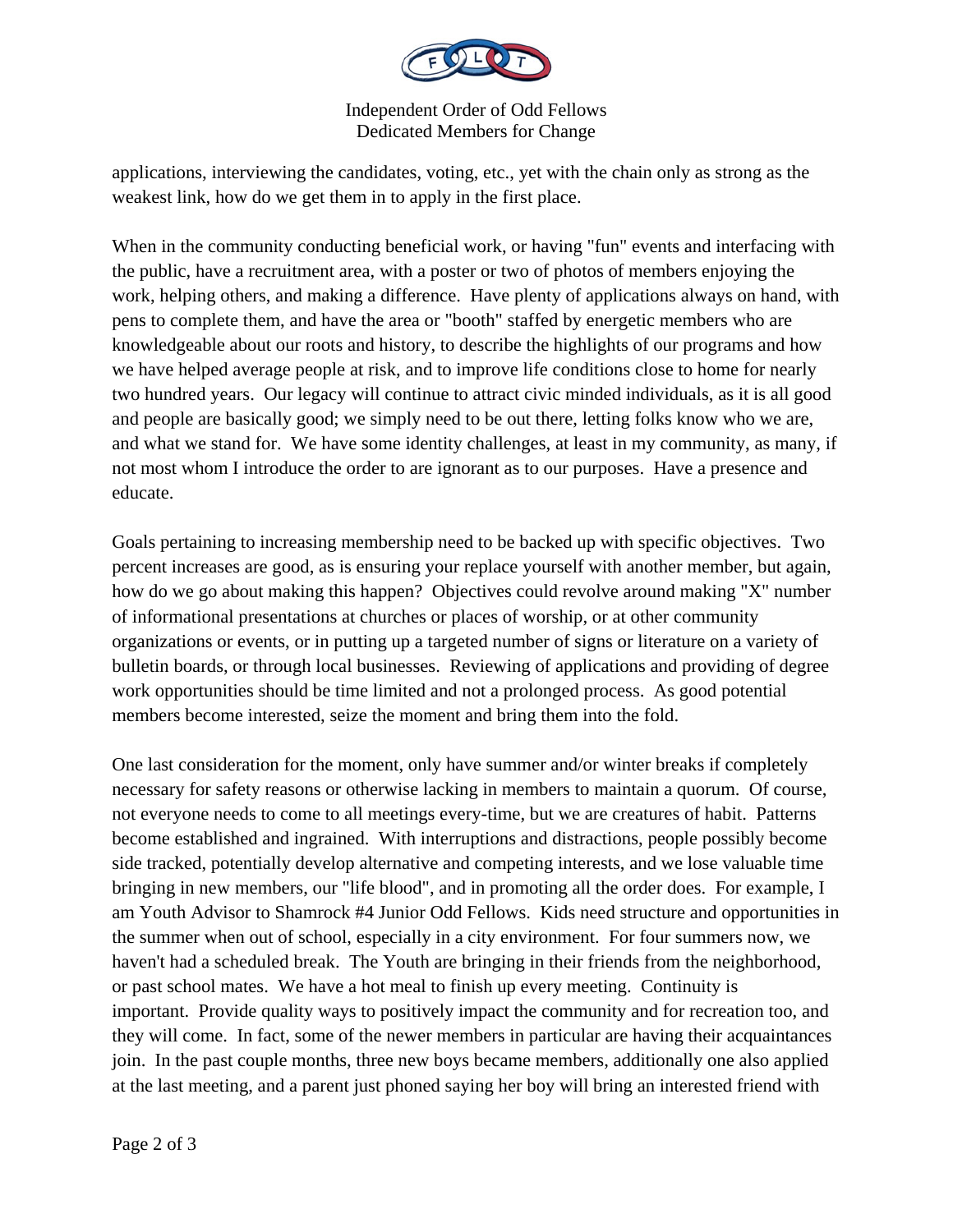applications, interviewing the candidates, voting, etc., yet with the chain only as strong as the weakest link, how do we get them in to apply in the first place.

When in the community conducting beneficial work, or having "fun" events and interfacing with the public, have a recruitment area, with a poster or two of photos of members enjoying the work, helping others, and making a difference. Have plenty of applications always on hand, with pens to complete them, and have the area or "booth" staffed by energetic members who are knowledgeable about our roots and history, to describe the highlights of our programs and how we have helped average people at risk, and to improve life conditions close to home for nearly two hundred years. Our legacy will continue to attract civic minded individuals, as it is all good and people are basically good; we simply need to be out there, letting folks know who we are, and what we stand for. We have some identity challenges, at least in my community, as many, if not most whom I introduce the order to are ignorant as to our purposes. Have a presence and educate.

Goals pertaining to increasing membership need to be backed up with specific objectives. Two percent increases are good, as is ensuring your replace yourself with another member, but again, how do we go about making this happen? Objectives could revolve around making "X" number of informational presentations at churches or places of worship, or at other community organizations or events, or in putting up a targeted number of signs or literature on a variety of bulletin boards, or through local businesses. Reviewing of applications and providing of degree work opportunities should be time limited and not a prolonged process. As good potential members become interested, seize the moment and bring them into the fold.

One last consideration for the moment, only have summer and/or winter breaks if completely necessary for safety reasons or otherwise lacking in members to maintain a quorum. Of course, not everyone needs to come to all meetings every-time, but we are creatures of habit. Patterns become established and ingrained. With interruptions and distractions, people possibly become side tracked, potentially develop alternative and competing interests, and we lose valuable time bringing in new members, our "life blood", and in promoting all the order does. For example, I am Youth Advisor to Shamrock #4 Junior Odd Fellows. Kids need structure and opportunities in the summer when out of school, especially in a city environment. For four summers now, we haven't had a scheduled break. The Youth are bringing in their friends from the neighborhood, or past school mates. We have a hot meal to finish up every meeting. Continuity is important. Provide quality ways to positively impact the community and for recreation too, and they will come. In fact, some of the newer members in particular are having their acquaintances join. In the past couple months, three new boys became members, additionally one also applied at the last meeting, and a parent just phoned saying her boy will bring an interested friend with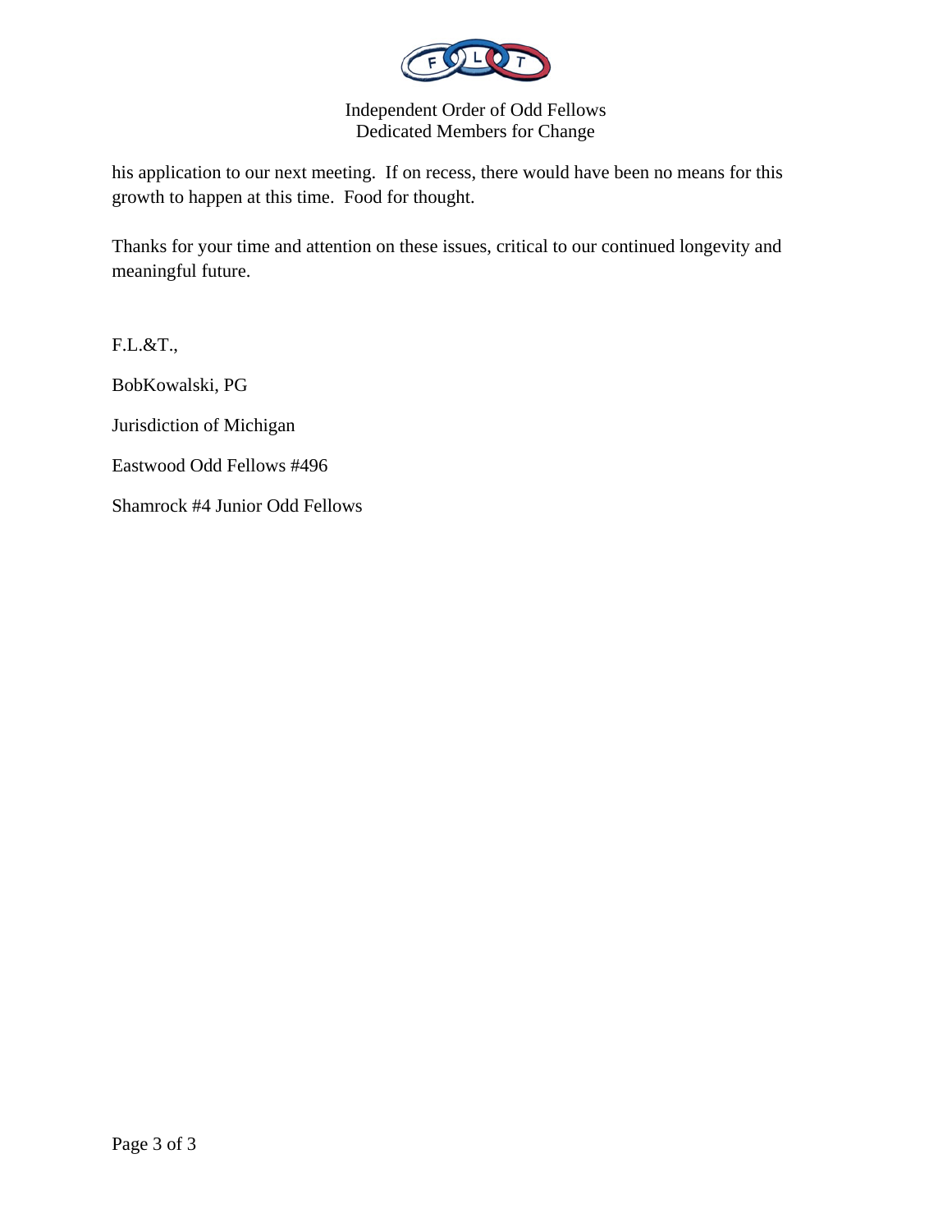his application to our next meeting. If on recess, there would have been no means for this growth to happen at this time. Food for thought.

Thanks for your time and attention on these issues, critical to our continued longevity and meaningful future.

F.L.&T.,

BobKowalski, PG

Jurisdiction of Michigan

Eastwood Odd Fellows #496

Shamrock #4 Junior Odd Fellows